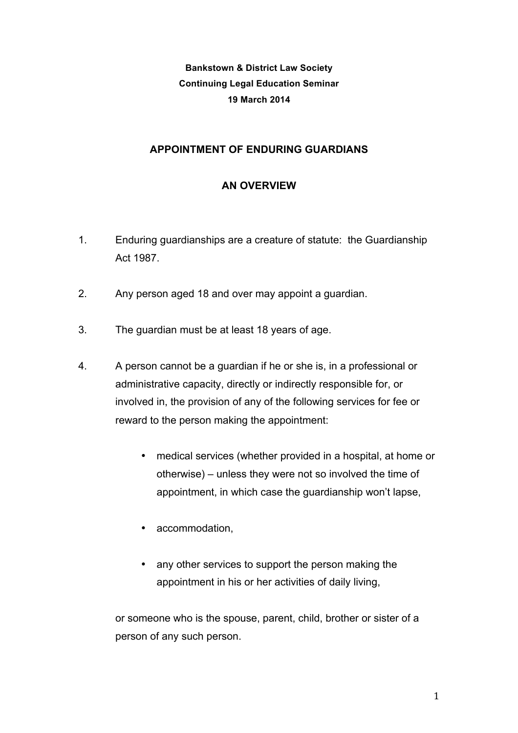**Bankstown & District Law Society**
**Continuing Legal Education Seminar**
**19 March 2014**

# APPOINTMENT OF ENDURING GUARDIANS

## AN OVERVIEW

1. Enduring guardianships are a creature of statute: the Guardianship Act 1987.

2. Any person aged 18 and over may appoint a guardian.

3. The guardian must be at least 18 years of age.

4. A person cannot be a guardian if he or she is, in a professional or administrative capacity, directly or indirectly responsible for, or involved in, the provision of any of the following services for fee or reward to the person making the appointment:

   - medical services (whether provided in a hospital, at home or otherwise) – unless they were not so involved the time of appointment, in which case the guardianship won't lapse,

   - accommodation,

   - any other services to support the person making the appointment in his or her activities of daily living,

   or someone who is the spouse, parent, child, brother or sister of a person of any such person.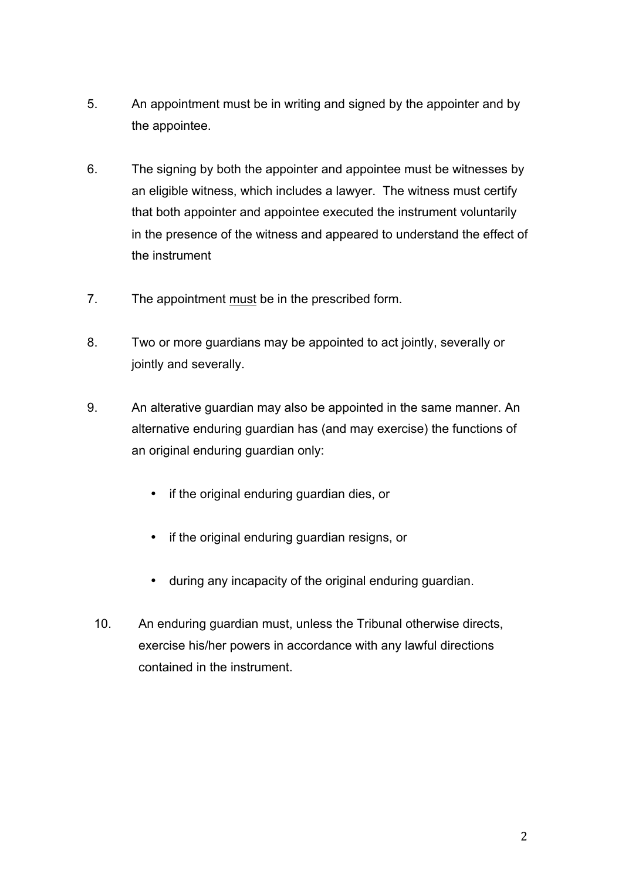5. An appointment must be in writing and signed by the appointer and by the appointee.

6. The signing by both the appointer and appointee must be witnesses by an eligible witness, which includes a lawyer. The witness must certify that both appointer and appointee executed the instrument voluntarily in the presence of the witness and appeared to understand the effect of the instrument

7. The appointment <u>must</u> be in the prescribed form.

8. Two or more guardians may be appointed to act jointly, severally or jointly and severally.

9. An alterative guardian may also be appointed in the same manner. An alternative enduring guardian has (and may exercise) the functions of an original enduring guardian only:

   - if the original enduring guardian dies, or
   - if the original enduring guardian resigns, or
   - during any incapacity of the original enduring guardian.

10. An enduring guardian must, unless the Tribunal otherwise directs, exercise his/her powers in accordance with any lawful directions contained in the instrument.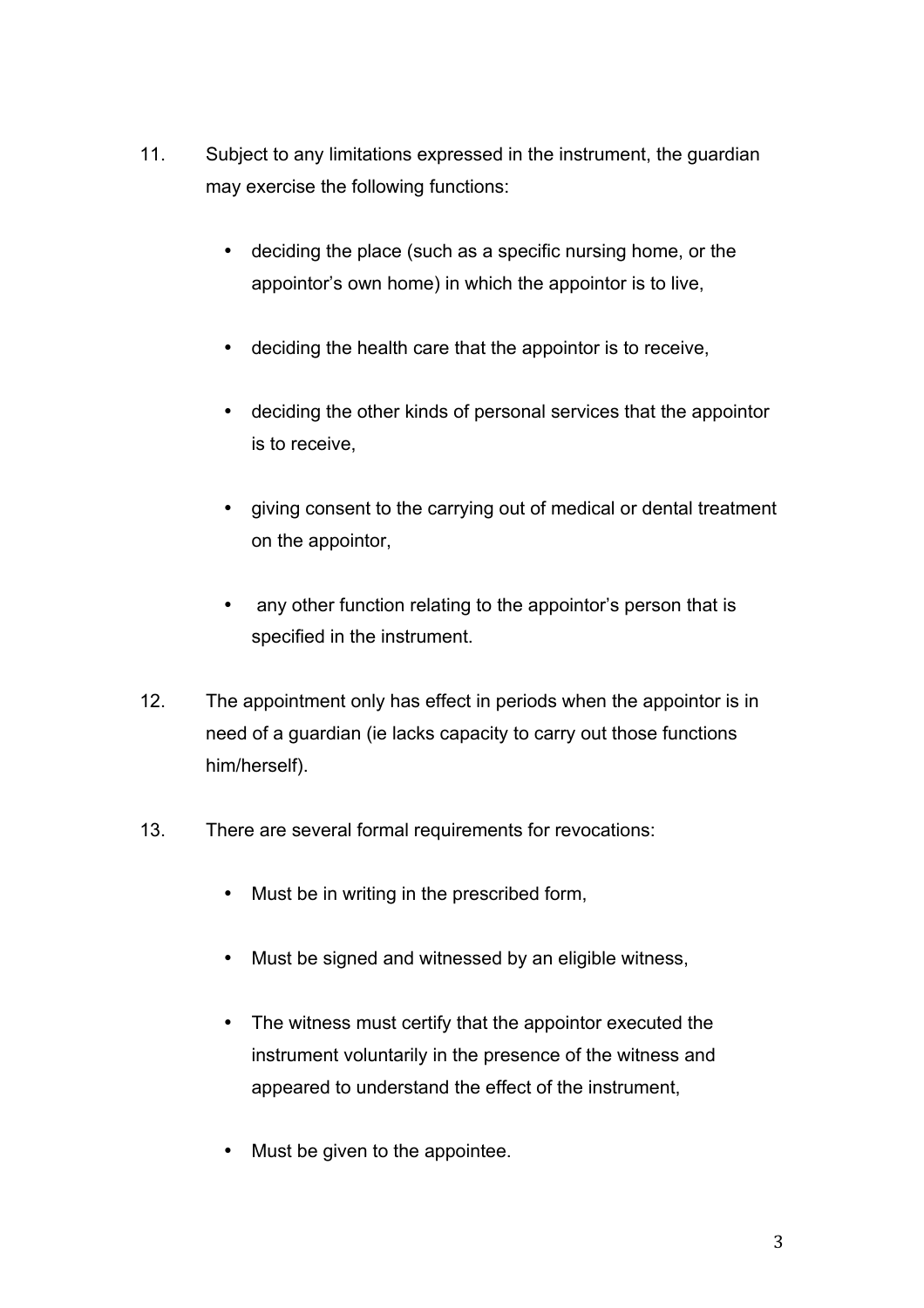11. Subject to any limitations expressed in the instrument, the guardian may exercise the following functions:

    - deciding the place (such as a specific nursing home, or the appointor's own home) in which the appointor is to live,
    - deciding the health care that the appointor is to receive,
    - deciding the other kinds of personal services that the appointor is to receive,
    - giving consent to the carrying out of medical or dental treatment on the appointor,
    - any other function relating to the appointor's person that is specified in the instrument.

12. The appointment only has effect in periods when the appointor is in need of a guardian (ie lacks capacity to carry out those functions him/herself).

13. There are several formal requirements for revocations:

    - Must be in writing in the prescribed form,
    - Must be signed and witnessed by an eligible witness,
    - The witness must certify that the appointor executed the instrument voluntarily in the presence of the witness and appeared to understand the effect of the instrument,
    - Must be given to the appointee.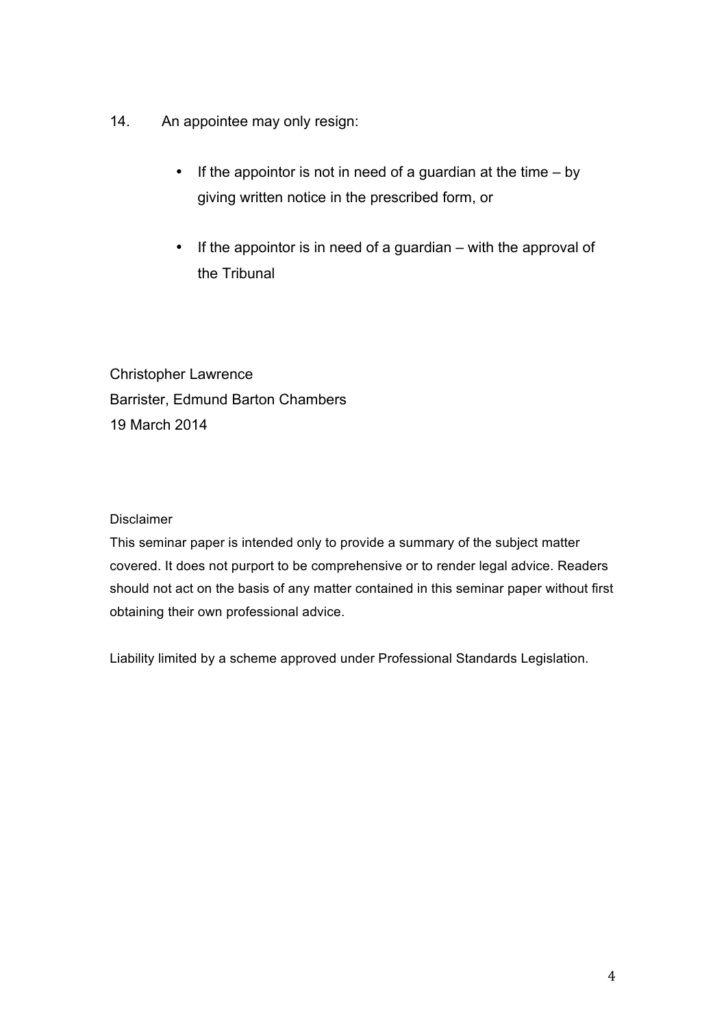14. An appointee may only resign:

- If the appointor is not in need of a guardian at the time – by giving written notice in the prescribed form, or
- If the appointor is in need of a guardian – with the approval of the Tribunal

Christopher Lawrence
Barrister, Edmund Barton Chambers
19 March 2014

Disclaimer
This seminar paper is intended only to provide a summary of the subject matter covered. It does not purport to be comprehensive or to render legal advice. Readers should not act on the basis of any matter contained in this seminar paper without first obtaining their own professional advice.

Liability limited by a scheme approved under Professional Standards Legislation.